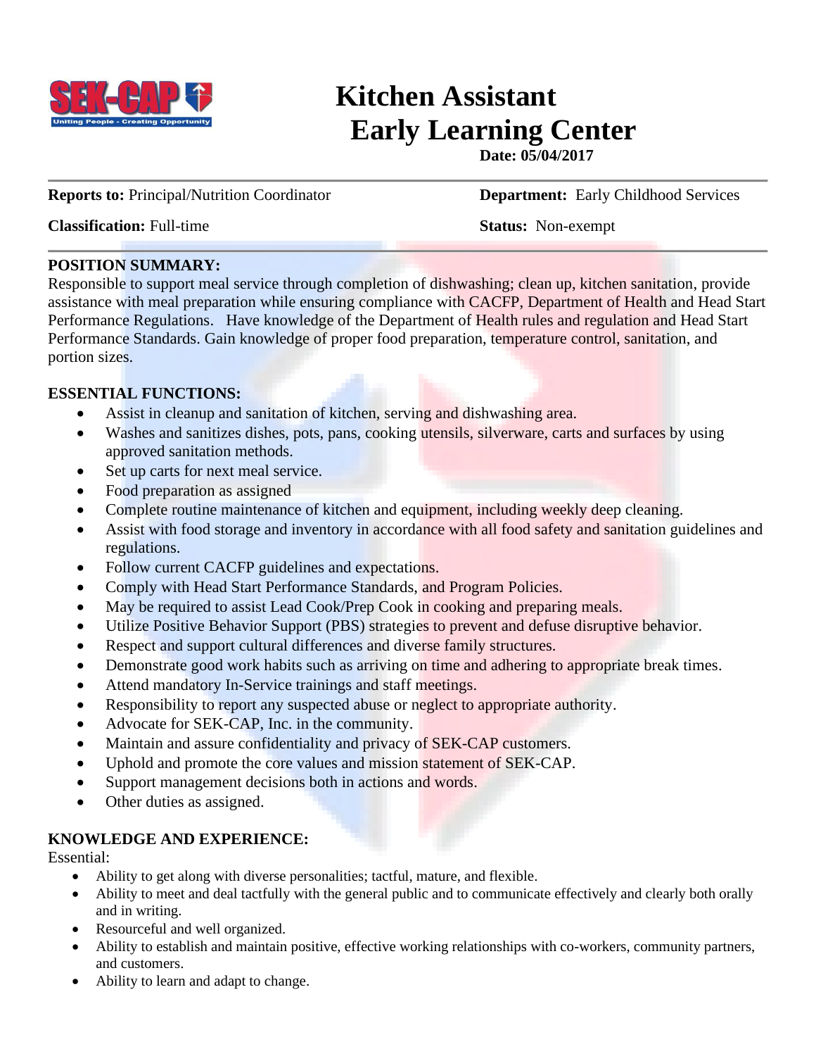# Kitchen Assistant
# Early Learning Center

**Date: 05/04/2017**

**Reports to:** Principal/Nutrition Coordinator

**Department:** Early Childhood Services

**Classification:** Full-time

**Status:** Non-exempt

## POSITION SUMMARY:

Responsible to support meal service through completion of dishwashing; clean up, kitchen sanitation, provide assistance with meal preparation while ensuring compliance with CACFP, Department of Health and Head Start Performance Regulations. Have knowledge of the Department of Health rules and regulation and Head Start Performance Standards. Gain knowledge of proper food preparation, temperature control, sanitation, and portion sizes.

## ESSENTIAL FUNCTIONS:

- Assist in cleanup and sanitation of kitchen, serving and dishwashing area.
- Washes and sanitizes dishes, pots, pans, cooking utensils, silverware, carts and surfaces by using approved sanitation methods.
- Set up carts for next meal service.
- Food preparation as assigned
- Complete routine maintenance of kitchen and equipment, including weekly deep cleaning.
- Assist with food storage and inventory in accordance with all food safety and sanitation guidelines and regulations.
- Follow current CACFP guidelines and expectations.
- Comply with Head Start Performance Standards, and Program Policies.
- May be required to assist Lead Cook/Prep Cook in cooking and preparing meals.
- Utilize Positive Behavior Support (PBS) strategies to prevent and defuse disruptive behavior.
- Respect and support cultural differences and diverse family structures.
- Demonstrate good work habits such as arriving on time and adhering to appropriate break times.
- Attend mandatory In-Service trainings and staff meetings.
- Responsibility to report any suspected abuse or neglect to appropriate authority.
- Advocate for SEK-CAP, Inc. in the community.
- Maintain and assure confidentiality and privacy of SEK-CAP customers.
- Uphold and promote the core values and mission statement of SEK-CAP.
- Support management decisions both in actions and words.
- Other duties as assigned.

## KNOWLEDGE AND EXPERIENCE:

Essential:

- Ability to get along with diverse personalities; tactful, mature, and flexible.
- Ability to meet and deal tactfully with the general public and to communicate effectively and clearly both orally and in writing.
- Resourceful and well organized.
- Ability to establish and maintain positive, effective working relationships with co-workers, community partners, and customers.
- Ability to learn and adapt to change.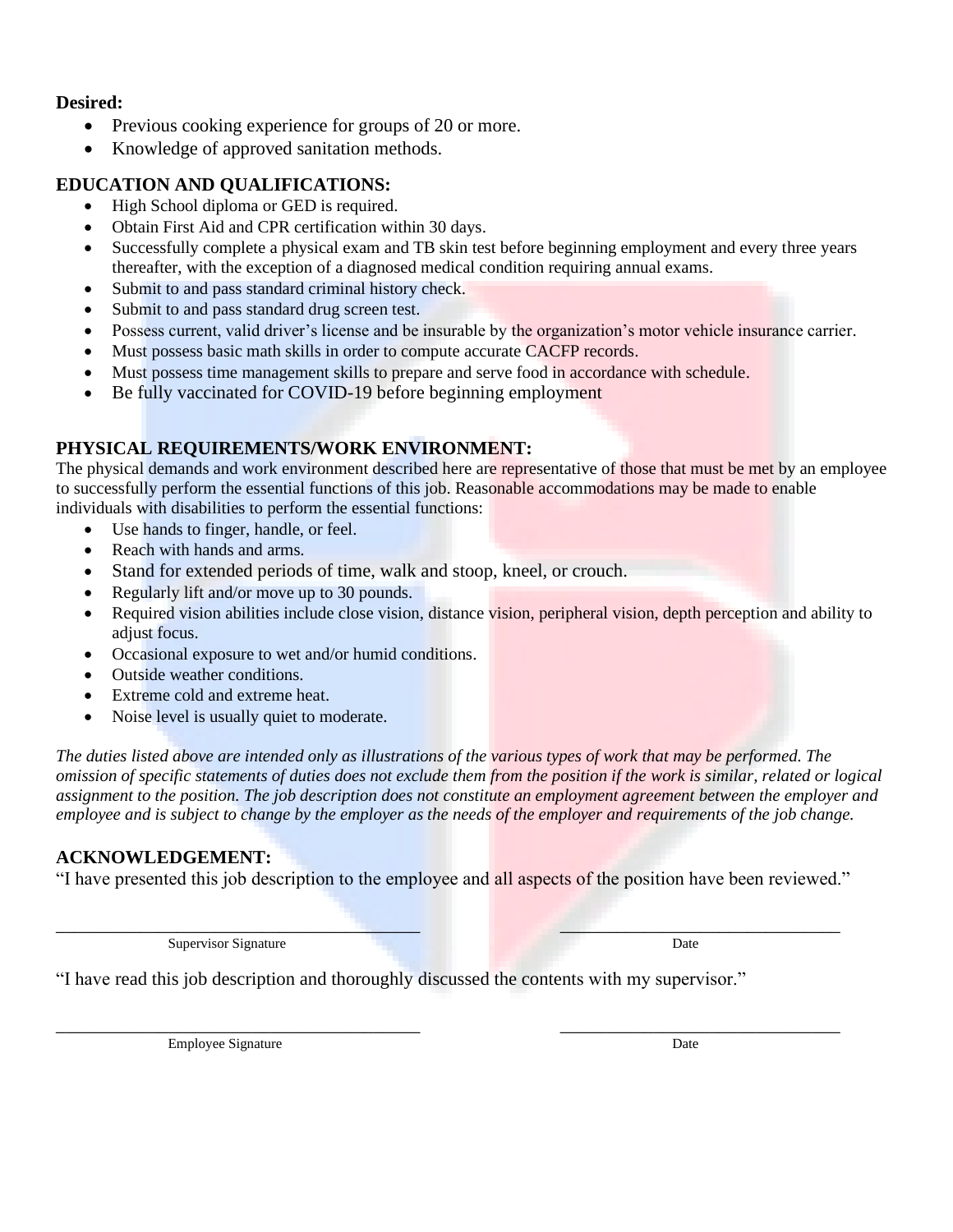**Desired:**

- Previous cooking experience for groups of 20 or more.
- Knowledge of approved sanitation methods.

## EDUCATION AND QUALIFICATIONS:

- High School diploma or GED is required.
- Obtain First Aid and CPR certification within 30 days.
- Successfully complete a physical exam and TB skin test before beginning employment and every three years thereafter, with the exception of a diagnosed medical condition requiring annual exams.
- Submit to and pass standard criminal history check.
- Submit to and pass standard drug screen test.
- Possess current, valid driver's license and be insurable by the organization's motor vehicle insurance carrier.
- Must possess basic math skills in order to compute accurate CACFP records.
- Must possess time management skills to prepare and serve food in accordance with schedule.
- Be fully vaccinated for COVID-19 before beginning employment

## PHYSICAL REQUIREMENTS/WORK ENVIRONMENT:

The physical demands and work environment described here are representative of those that must be met by an employee to successfully perform the essential functions of this job. Reasonable accommodations may be made to enable individuals with disabilities to perform the essential functions:

- Use hands to finger, handle, or feel.
- Reach with hands and arms.
- Stand for extended periods of time, walk and stoop, kneel, or crouch.
- Regularly lift and/or move up to 30 pounds.
- Required vision abilities include close vision, distance vision, peripheral vision, depth perception and ability to adjust focus.
- Occasional exposure to wet and/or humid conditions.
- Outside weather conditions.
- Extreme cold and extreme heat.
- Noise level is usually quiet to moderate.

*The duties listed above are intended only as illustrations of the various types of work that may be performed. The omission of specific statements of duties does not exclude them from the position if the work is similar, related or logical assignment to the position. The job description does not constitute an employment agreement between the employer and employee and is subject to change by the employer as the needs of the employer and requirements of the job change.*

## ACKNOWLEDGEMENT:

"I have presented this job description to the employee and all aspects of the position have been reviewed."

\_\_\_\_\_\_\_\_\_\_\_\_\_\_\_\_\_\_\_\_\_\_\_\_\_\_\_\_\_\_\_\_\_\_\_\_\_\_\_\_ \_\_\_\_\_\_\_\_\_\_\_\_\_\_\_\_\_\_\_\_\_\_\_\_\_\_\_\_\_\_\_\_

Supervisor Signature Date

"I have read this job description and thoroughly discussed the contents with my supervisor."

\_\_\_\_\_\_\_\_\_\_\_\_\_\_\_\_\_\_\_\_\_\_\_\_\_\_\_\_\_\_\_\_\_\_\_\_\_\_\_\_ \_\_\_\_\_\_\_\_\_\_\_\_\_\_\_\_\_\_\_\_\_\_\_\_\_\_\_\_\_\_\_\_

Employee Signature Date